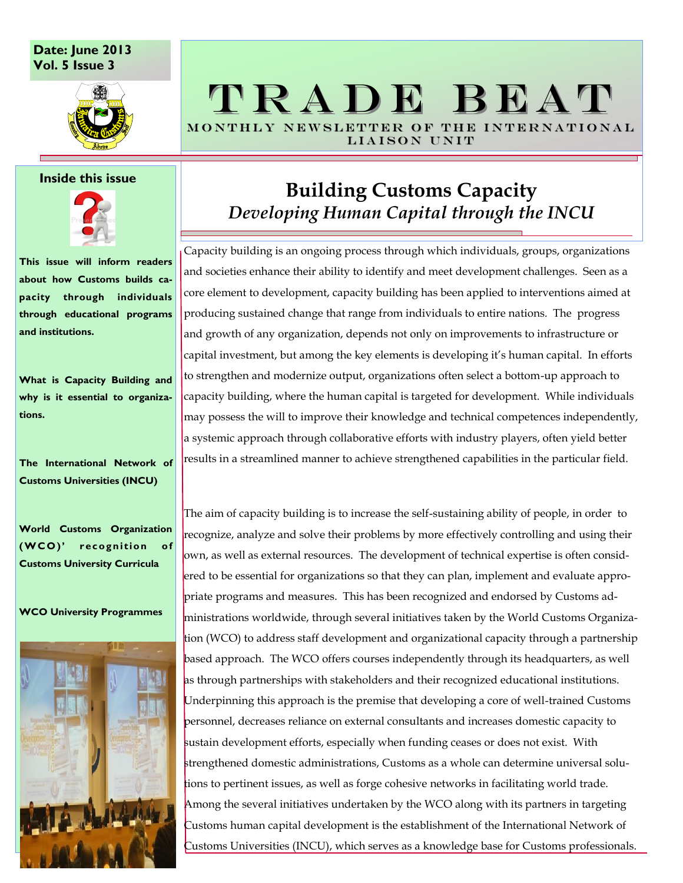Date: June 2013
Vol. 5 Issue 3

# TRADE BEAT

MONTHLY NEWSLETTER OF THE INTERNATIONAL LIAISON UNIT

**Inside this issue**

**This issue will inform readers about how Customs builds capacity through individuals through educational programs and institutions.**

**What is Capacity Building and why is it essential to organizations.**

**The International Network of Customs Universities (INCU)**

**World Customs Organization (WCO)' recognition of Customs University Curricula**

**WCO University Programmes**

## Building Customs Capacity

### *Developing Human Capital through the INCU*

Capacity building is an ongoing process through which individuals, groups, organizations and societies enhance their ability to identify and meet development challenges. Seen as a core element to development, capacity building has been applied to interventions aimed at producing sustained change that range from individuals to entire nations. The progress and growth of any organization, depends not only on improvements to infrastructure or capital investment, but among the key elements is developing it's human capital. In efforts to strengthen and modernize output, organizations often select a bottom-up approach to capacity building, where the human capital is targeted for development. While individuals may possess the will to improve their knowledge and technical competences independently, a systemic approach through collaborative efforts with industry players, often yield better results in a streamlined manner to achieve strengthened capabilities in the particular field.

The aim of capacity building is to increase the self-sustaining ability of people, in order to recognize, analyze and solve their problems by more effectively controlling and using their own, as well as external resources. The development of technical expertise is often considered to be essential for organizations so that they can plan, implement and evaluate appropriate programs and measures. This has been recognized and endorsed by Customs administrations worldwide, through several initiatives taken by the World Customs Organization (WCO) to address staff development and organizational capacity through a partnership based approach. The WCO offers courses independently through its headquarters, as well as through partnerships with stakeholders and their recognized educational institutions. Underpinning this approach is the premise that developing a core of well-trained Customs personnel, decreases reliance on external consultants and increases domestic capacity to sustain development efforts, especially when funding ceases or does not exist. With strengthened domestic administrations, Customs as a whole can determine universal solutions to pertinent issues, as well as forge cohesive networks in facilitating world trade. Among the several initiatives undertaken by the WCO along with its partners in targeting Customs human capital development is the establishment of the International Network of Customs Universities (INCU), which serves as a knowledge base for Customs professionals.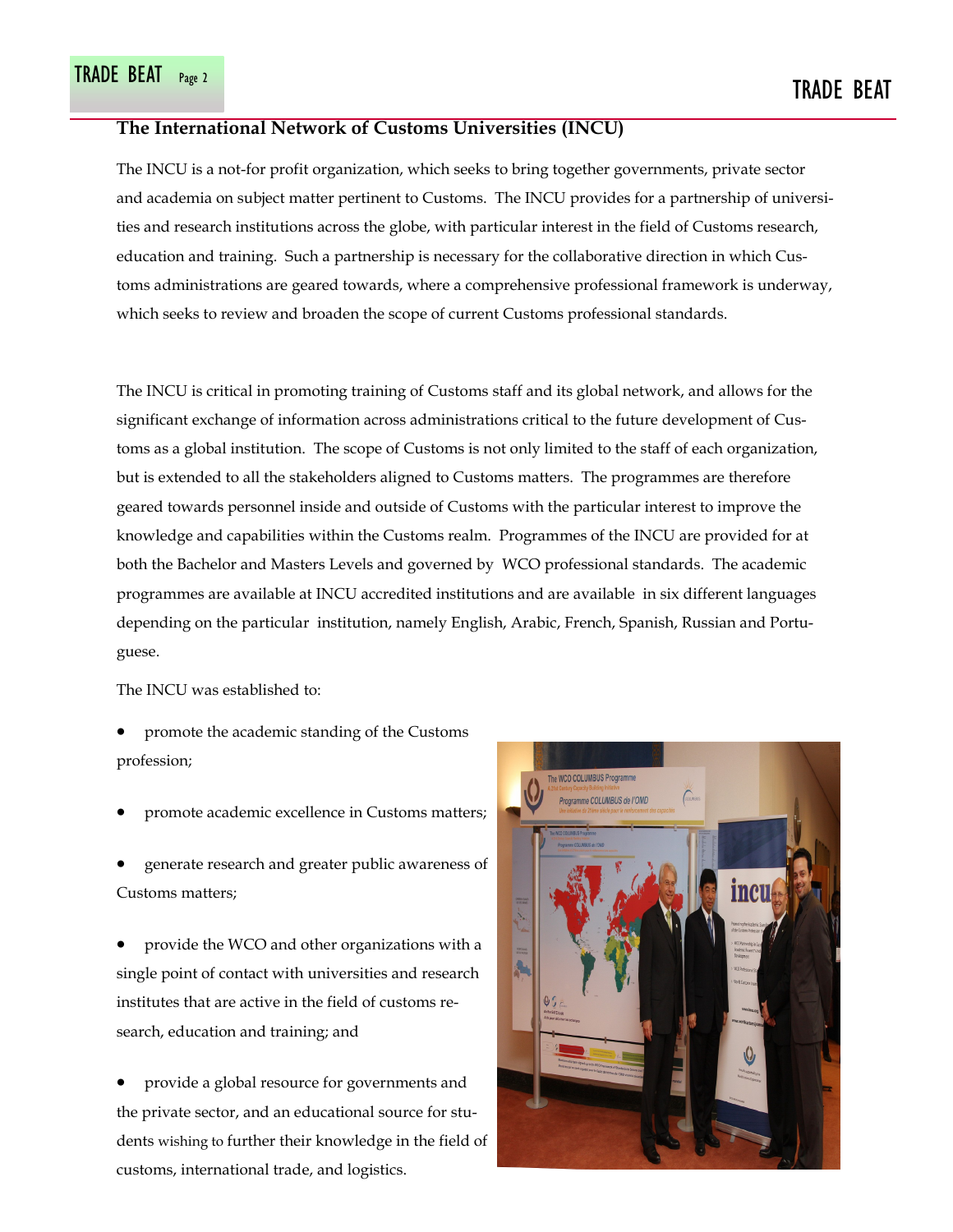## The International Network of Customs Universities (INCU)

The INCU is a not-for profit organization, which seeks to bring together governments, private sector and academia on subject matter pertinent to Customs. The INCU provides for a partnership of universities and research institutions across the globe, with particular interest in the field of Customs research, education and training. Such a partnership is necessary for the collaborative direction in which Customs administrations are geared towards, where a comprehensive professional framework is underway, which seeks to review and broaden the scope of current Customs professional standards.

The INCU is critical in promoting training of Customs staff and its global network, and allows for the significant exchange of information across administrations critical to the future development of Customs as a global institution. The scope of Customs is not only limited to the staff of each organization, but is extended to all the stakeholders aligned to Customs matters. The programmes are therefore geared towards personnel inside and outside of Customs with the particular interest to improve the knowledge and capabilities within the Customs realm. Programmes of the INCU are provided for at both the Bachelor and Masters Levels and governed by WCO professional standards. The academic programmes are available at INCU accredited institutions and are available in six different languages depending on the particular institution, namely English, Arabic, French, Spanish, Russian and Portuguese.

The INCU was established to:

- promote the academic standing of the Customs profession;
- promote academic excellence in Customs matters;
- generate research and greater public awareness of Customs matters;
- provide the WCO and other organizations with a single point of contact with universities and research institutes that are active in the field of customs research, education and training; and
- provide a global resource for governments and the private sector, and an educational source for students wishing to further their knowledge in the field of customs, international trade, and logistics.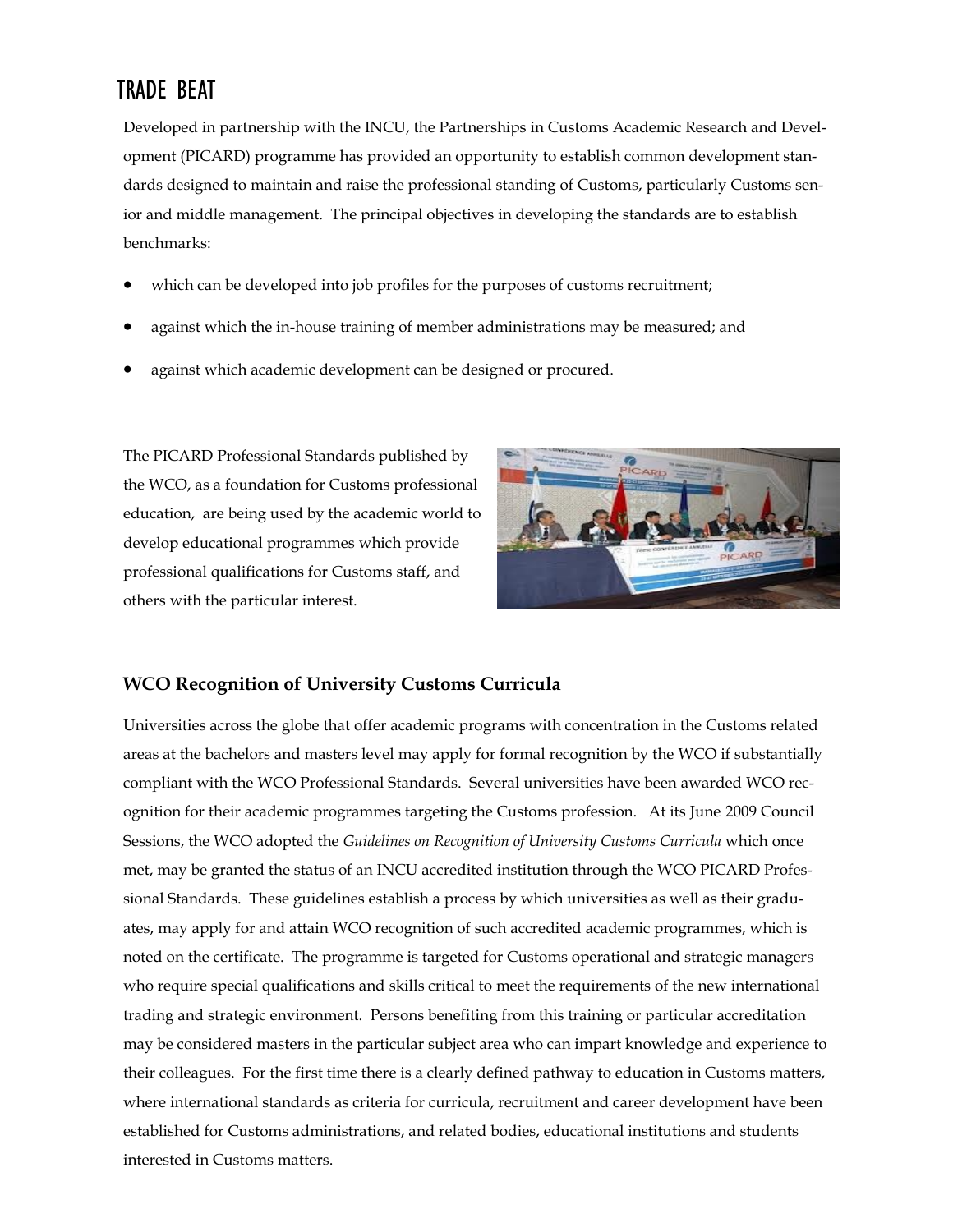# TRADE BEAT

Developed in partnership with the INCU, the Partnerships in Customs Academic Research and Development (PICARD) programme has provided an opportunity to establish common development standards designed to maintain and raise the professional standing of Customs, particularly Customs senior and middle management. The principal objectives in developing the standards are to establish benchmarks:

- which can be developed into job profiles for the purposes of customs recruitment;
- against which the in-house training of member administrations may be measured; and
- against which academic development can be designed or procured.

The PICARD Professional Standards published by the WCO, as a foundation for Customs professional education, are being used by the academic world to develop educational programmes which provide professional qualifications for Customs staff, and others with the particular interest.

## WCO Recognition of University Customs Curricula

Universities across the globe that offer academic programs with concentration in the Customs related areas at the bachelors and masters level may apply for formal recognition by the WCO if substantially compliant with the WCO Professional Standards. Several universities have been awarded WCO recognition for their academic programmes targeting the Customs profession. At its June 2009 Council Sessions, the WCO adopted the *Guidelines on Recognition of University Customs Curricula* which once met, may be granted the status of an INCU accredited institution through the WCO PICARD Professional Standards. These guidelines establish a process by which universities as well as their graduates, may apply for and attain WCO recognition of such accredited academic programmes, which is noted on the certificate. The programme is targeted for Customs operational and strategic managers who require special qualifications and skills critical to meet the requirements of the new international trading and strategic environment. Persons benefiting from this training or particular accreditation may be considered masters in the particular subject area who can impart knowledge and experience to their colleagues. For the first time there is a clearly defined pathway to education in Customs matters, where international standards as criteria for curricula, recruitment and career development have been established for Customs administrations, and related bodies, educational institutions and students interested in Customs matters.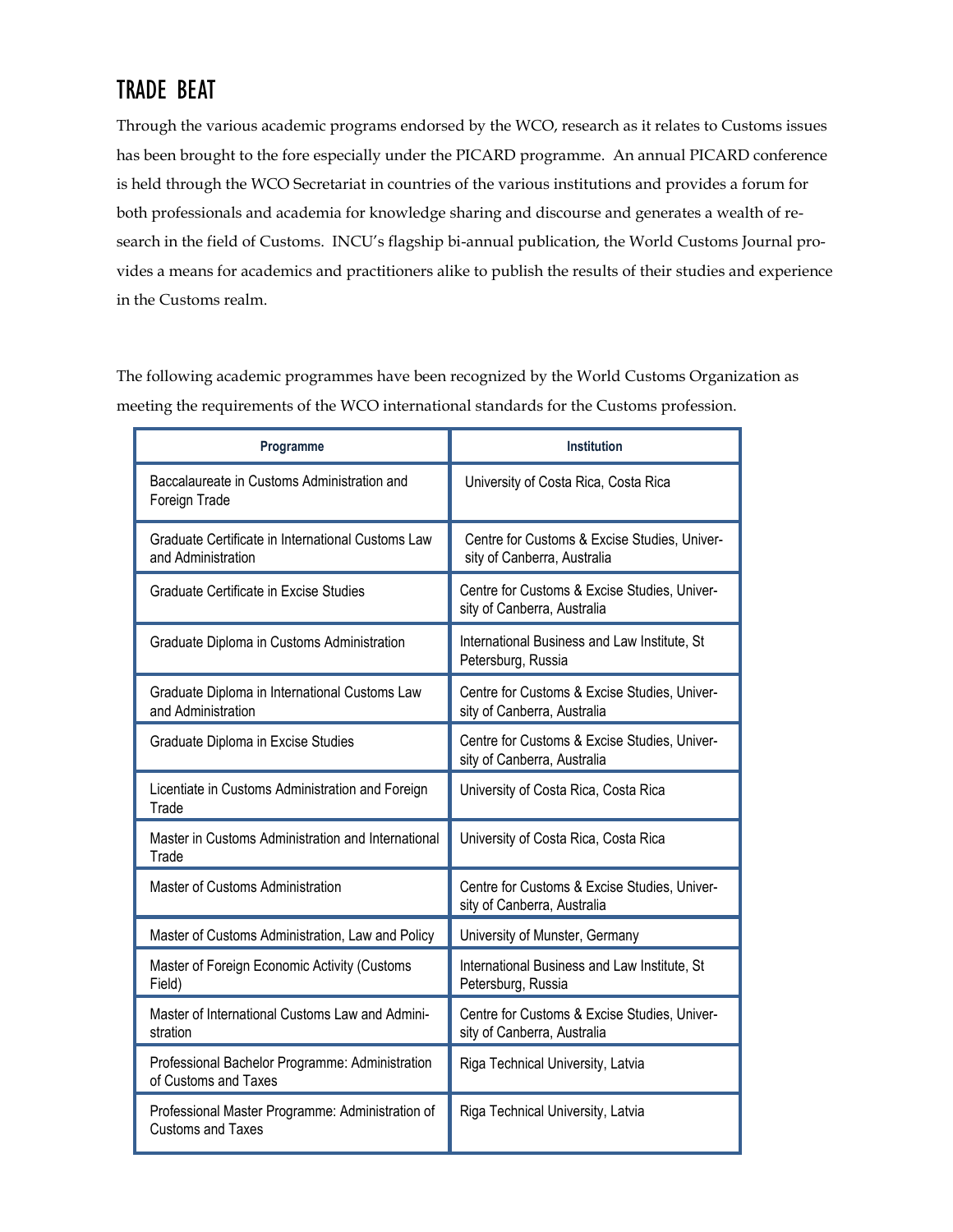# TRADE BEAT

Through the various academic programs endorsed by the WCO, research as it relates to Customs issues has been brought to the fore especially under the PICARD programme. An annual PICARD conference is held through the WCO Secretariat in countries of the various institutions and provides a forum for both professionals and academia for knowledge sharing and discourse and generates a wealth of research in the field of Customs. INCU's flagship bi-annual publication, the World Customs Journal provides a means for academics and practitioners alike to publish the results of their studies and experience in the Customs realm.

The following academic programmes have been recognized by the World Customs Organization as meeting the requirements of the WCO international standards for the Customs profession.

| Programme | Institution |
|---|---|
| Baccalaureate in Customs Administration and Foreign Trade | University of Costa Rica, Costa Rica |
| Graduate Certificate in International Customs Law and Administration | Centre for Customs & Excise Studies, University of Canberra, Australia |
| Graduate Certificate in Excise Studies | Centre for Customs & Excise Studies, University of Canberra, Australia |
| Graduate Diploma in Customs Administration | International Business and Law Institute, St Petersburg, Russia |
| Graduate Diploma in International Customs Law and Administration | Centre for Customs & Excise Studies, University of Canberra, Australia |
| Graduate Diploma in Excise Studies | Centre for Customs & Excise Studies, University of Canberra, Australia |
| Licentiate in Customs Administration and Foreign Trade | University of Costa Rica, Costa Rica |
| Master in Customs Administration and International Trade | University of Costa Rica, Costa Rica |
| Master of Customs Administration | Centre for Customs & Excise Studies, University of Canberra, Australia |
| Master of Customs Administration, Law and Policy | University of Munster, Germany |
| Master of Foreign Economic Activity (Customs Field) | International Business and Law Institute, St Petersburg, Russia |
| Master of International Customs Law and Administration | Centre for Customs & Excise Studies, University of Canberra, Australia |
| Professional Bachelor Programme: Administration of Customs and Taxes | Riga Technical University, Latvia |
| Professional Master Programme: Administration of Customs and Taxes | Riga Technical University, Latvia |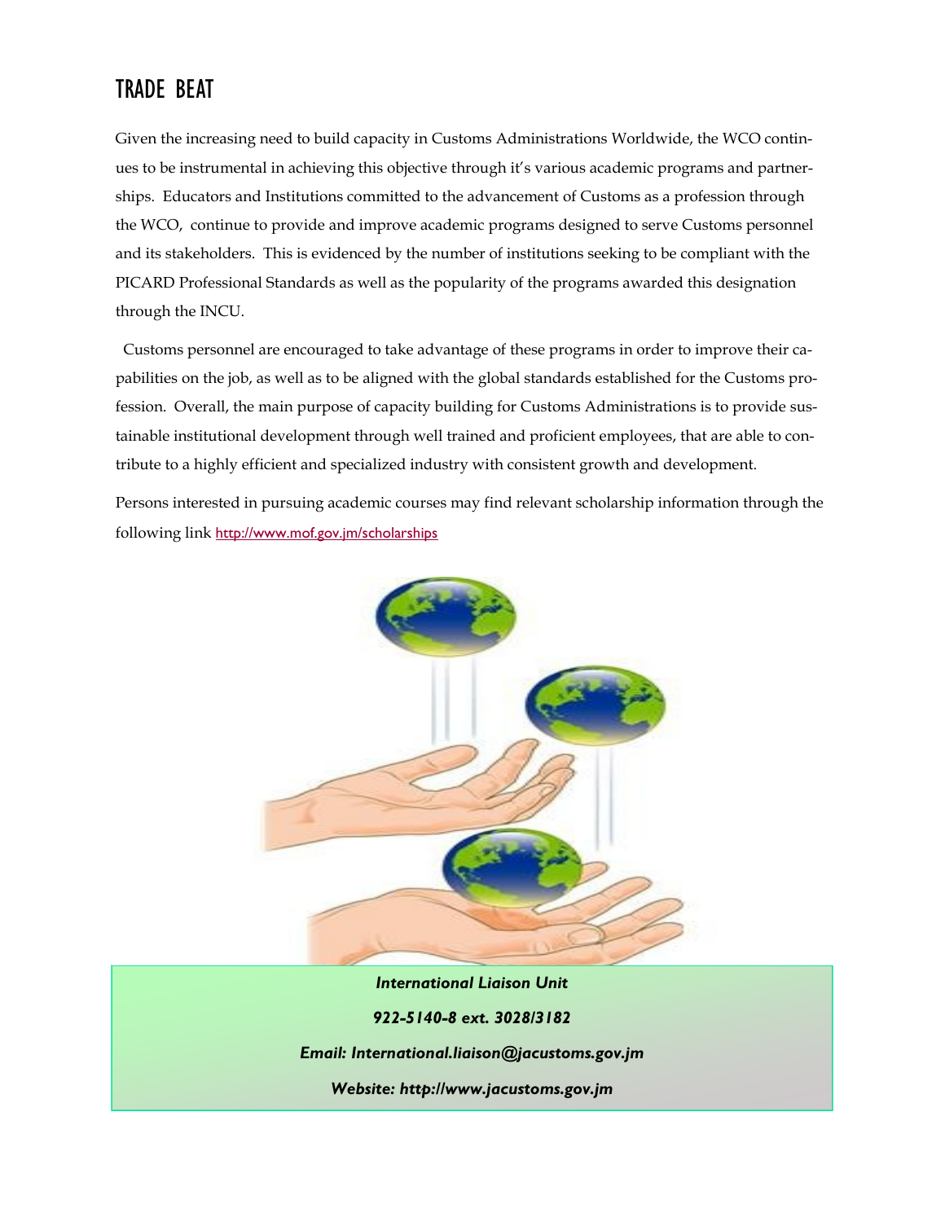# TRADE BEAT

Given the increasing need to build capacity in Customs Administrations Worldwide, the WCO continues to be instrumental in achieving this objective through it's various academic programs and partnerships. Educators and Institutions committed to the advancement of Customs as a profession through the WCO, continue to provide and improve academic programs designed to serve Customs personnel and its stakeholders. This is evidenced by the number of institutions seeking to be compliant with the PICARD Professional Standards as well as the popularity of the programs awarded this designation through the INCU.

Customs personnel are encouraged to take advantage of these programs in order to improve their capabilities on the job, as well as to be aligned with the global standards established for the Customs profession. Overall, the main purpose of capacity building for Customs Administrations is to provide sustainable institutional development through well trained and proficient employees, that are able to contribute to a highly efficient and specialized industry with consistent growth and development.

Persons interested in pursuing academic courses may find relevant scholarship information through the following link http://www.mof.gov.jm/scholarships

***International Liaison Unit***

***922-5140-8 ext. 3028/3182***

***Email: International.liaison@jacustoms.gov.jm***

***Website: http://www.jacustoms.gov.jm***